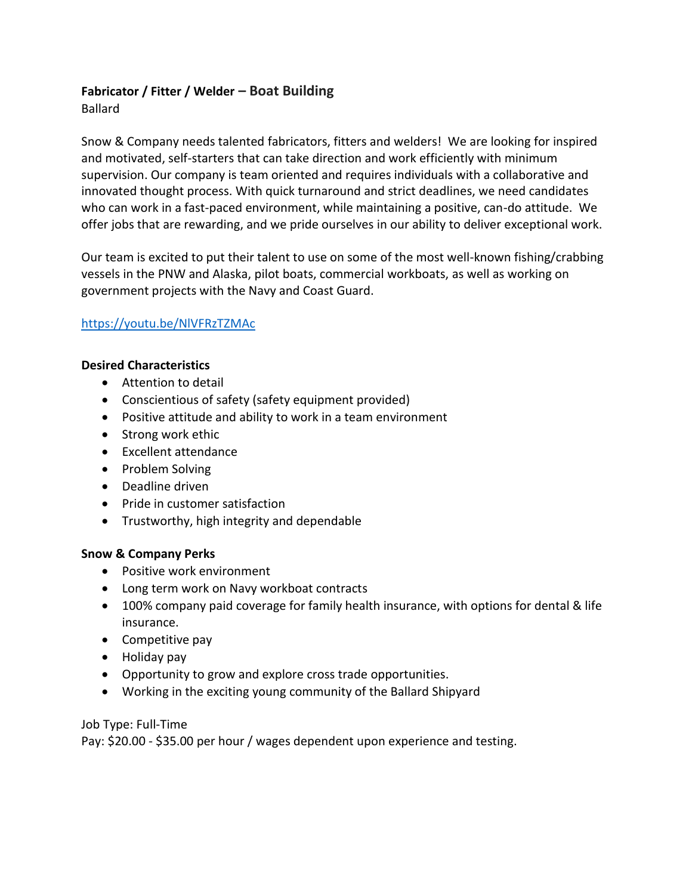**Fabricator / Fitter / Welder – Boat Building**

Ballard

Snow & Company needs talented fabricators, fitters and welders! We are looking for inspired and motivated, self-starters that can take direction and work efficiently with minimum supervision. Our company is team oriented and requires individuals with a collaborative and innovated thought process. With quick turnaround and strict deadlines, we need candidates who can work in a fast-paced environment, while maintaining a positive, can-do attitude. We offer jobs that are rewarding, and we pride ourselves in our ability to deliver exceptional work.

Our team is excited to put their talent to use on some of the most well-known fishing/crabbing vessels in the PNW and Alaska, pilot boats, commercial workboats, as well as working on government projects with the Navy and Coast Guard.

https://youtu.be/NlVFRzTZMAc

**Desired Characteristics**

- Attention to detail
- Conscientious of safety (safety equipment provided)
- Positive attitude and ability to work in a team environment
- Strong work ethic
- Excellent attendance
- Problem Solving
- Deadline driven
- Pride in customer satisfaction
- Trustworthy, high integrity and dependable

**Snow & Company Perks**

- Positive work environment
- Long term work on Navy workboat contracts
- 100% company paid coverage for family health insurance, with options for dental & life insurance.
- Competitive pay
- Holiday pay
- Opportunity to grow and explore cross trade opportunities.
- Working in the exciting young community of the Ballard Shipyard

Job Type: Full-Time

Pay: $20.00 - $35.00 per hour / wages dependent upon experience and testing.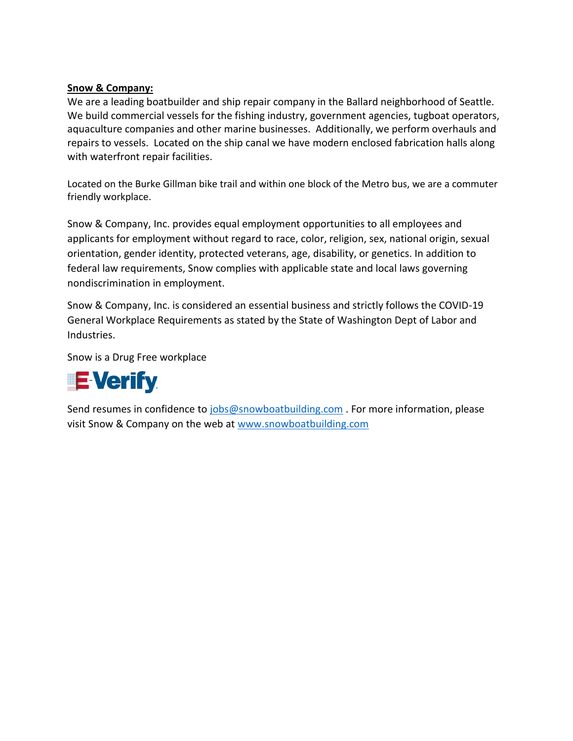**Snow & Company:**

We are a leading boatbuilder and ship repair company in the Ballard neighborhood of Seattle. We build commercial vessels for the fishing industry, government agencies, tugboat operators, aquaculture companies and other marine businesses. Additionally, we perform overhauls and repairs to vessels. Located on the ship canal we have modern enclosed fabrication halls along with waterfront repair facilities.

Located on the Burke Gillman bike trail and within one block of the Metro bus, we are a commuter friendly workplace.

Snow & Company, Inc. provides equal employment opportunities to all employees and applicants for employment without regard to race, color, religion, sex, national origin, sexual orientation, gender identity, protected veterans, age, disability, or genetics. In addition to federal law requirements, Snow complies with applicable state and local laws governing nondiscrimination in employment.

Snow & Company, Inc. is considered an essential business and strictly follows the COVID-19 General Workplace Requirements as stated by the State of Washington Dept of Labor and Industries.

Snow is a Drug Free workplace

E-Verify

Send resumes in confidence to jobs@snowboatbuilding.com . For more information, please visit Snow & Company on the web at www.snowboatbuilding.com